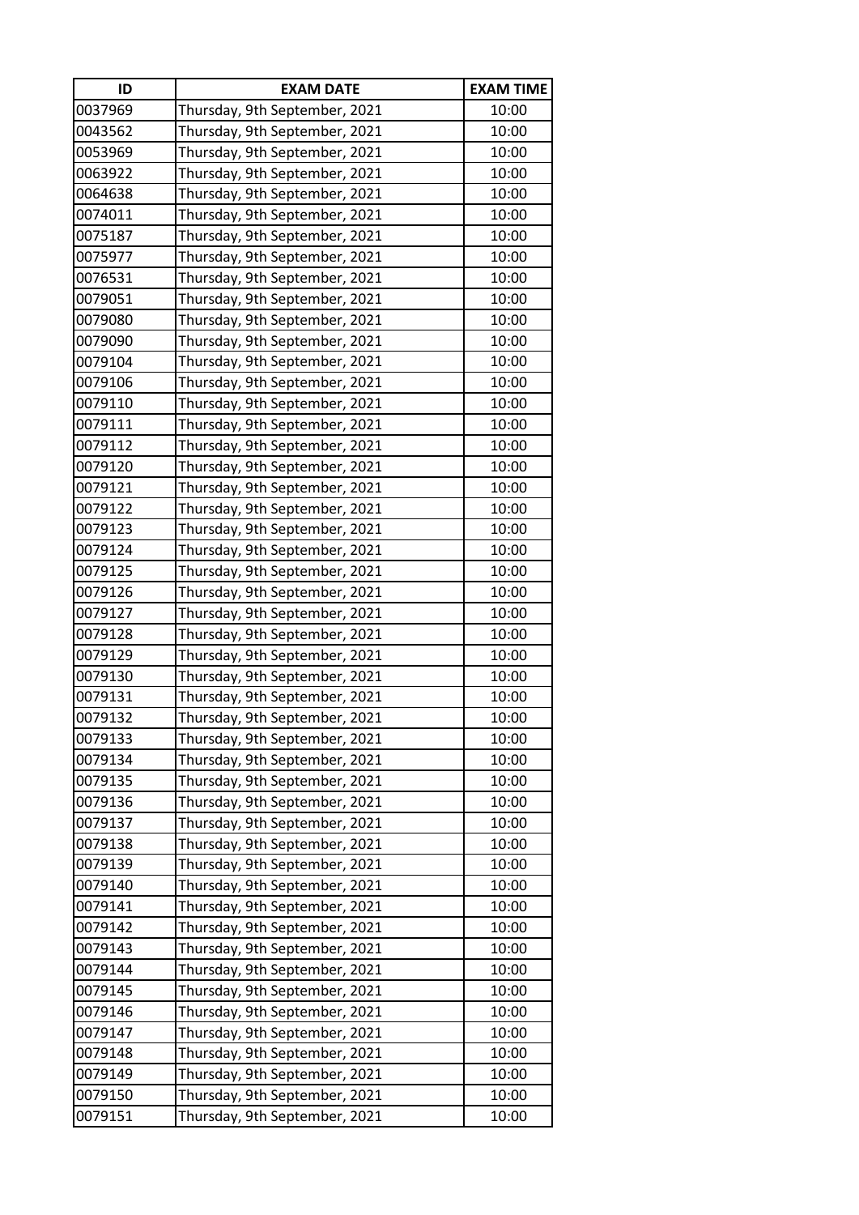| ID | EXAM DATE | EXAM TIME |
| --- | --- | --- |
| 0037969 | Thursday, 9th September, 2021 | 10:00 |
| 0043562 | Thursday, 9th September, 2021 | 10:00 |
| 0053969 | Thursday, 9th September, 2021 | 10:00 |
| 0063922 | Thursday, 9th September, 2021 | 10:00 |
| 0064638 | Thursday, 9th September, 2021 | 10:00 |
| 0074011 | Thursday, 9th September, 2021 | 10:00 |
| 0075187 | Thursday, 9th September, 2021 | 10:00 |
| 0075977 | Thursday, 9th September, 2021 | 10:00 |
| 0076531 | Thursday, 9th September, 2021 | 10:00 |
| 0079051 | Thursday, 9th September, 2021 | 10:00 |
| 0079080 | Thursday, 9th September, 2021 | 10:00 |
| 0079090 | Thursday, 9th September, 2021 | 10:00 |
| 0079104 | Thursday, 9th September, 2021 | 10:00 |
| 0079106 | Thursday, 9th September, 2021 | 10:00 |
| 0079110 | Thursday, 9th September, 2021 | 10:00 |
| 0079111 | Thursday, 9th September, 2021 | 10:00 |
| 0079112 | Thursday, 9th September, 2021 | 10:00 |
| 0079120 | Thursday, 9th September, 2021 | 10:00 |
| 0079121 | Thursday, 9th September, 2021 | 10:00 |
| 0079122 | Thursday, 9th September, 2021 | 10:00 |
| 0079123 | Thursday, 9th September, 2021 | 10:00 |
| 0079124 | Thursday, 9th September, 2021 | 10:00 |
| 0079125 | Thursday, 9th September, 2021 | 10:00 |
| 0079126 | Thursday, 9th September, 2021 | 10:00 |
| 0079127 | Thursday, 9th September, 2021 | 10:00 |
| 0079128 | Thursday, 9th September, 2021 | 10:00 |
| 0079129 | Thursday, 9th September, 2021 | 10:00 |
| 0079130 | Thursday, 9th September, 2021 | 10:00 |
| 0079131 | Thursday, 9th September, 2021 | 10:00 |
| 0079132 | Thursday, 9th September, 2021 | 10:00 |
| 0079133 | Thursday, 9th September, 2021 | 10:00 |
| 0079134 | Thursday, 9th September, 2021 | 10:00 |
| 0079135 | Thursday, 9th September, 2021 | 10:00 |
| 0079136 | Thursday, 9th September, 2021 | 10:00 |
| 0079137 | Thursday, 9th September, 2021 | 10:00 |
| 0079138 | Thursday, 9th September, 2021 | 10:00 |
| 0079139 | Thursday, 9th September, 2021 | 10:00 |
| 0079140 | Thursday, 9th September, 2021 | 10:00 |
| 0079141 | Thursday, 9th September, 2021 | 10:00 |
| 0079142 | Thursday, 9th September, 2021 | 10:00 |
| 0079143 | Thursday, 9th September, 2021 | 10:00 |
| 0079144 | Thursday, 9th September, 2021 | 10:00 |
| 0079145 | Thursday, 9th September, 2021 | 10:00 |
| 0079146 | Thursday, 9th September, 2021 | 10:00 |
| 0079147 | Thursday, 9th September, 2021 | 10:00 |
| 0079148 | Thursday, 9th September, 2021 | 10:00 |
| 0079149 | Thursday, 9th September, 2021 | 10:00 |
| 0079150 | Thursday, 9th September, 2021 | 10:00 |
| 0079151 | Thursday, 9th September, 2021 | 10:00 |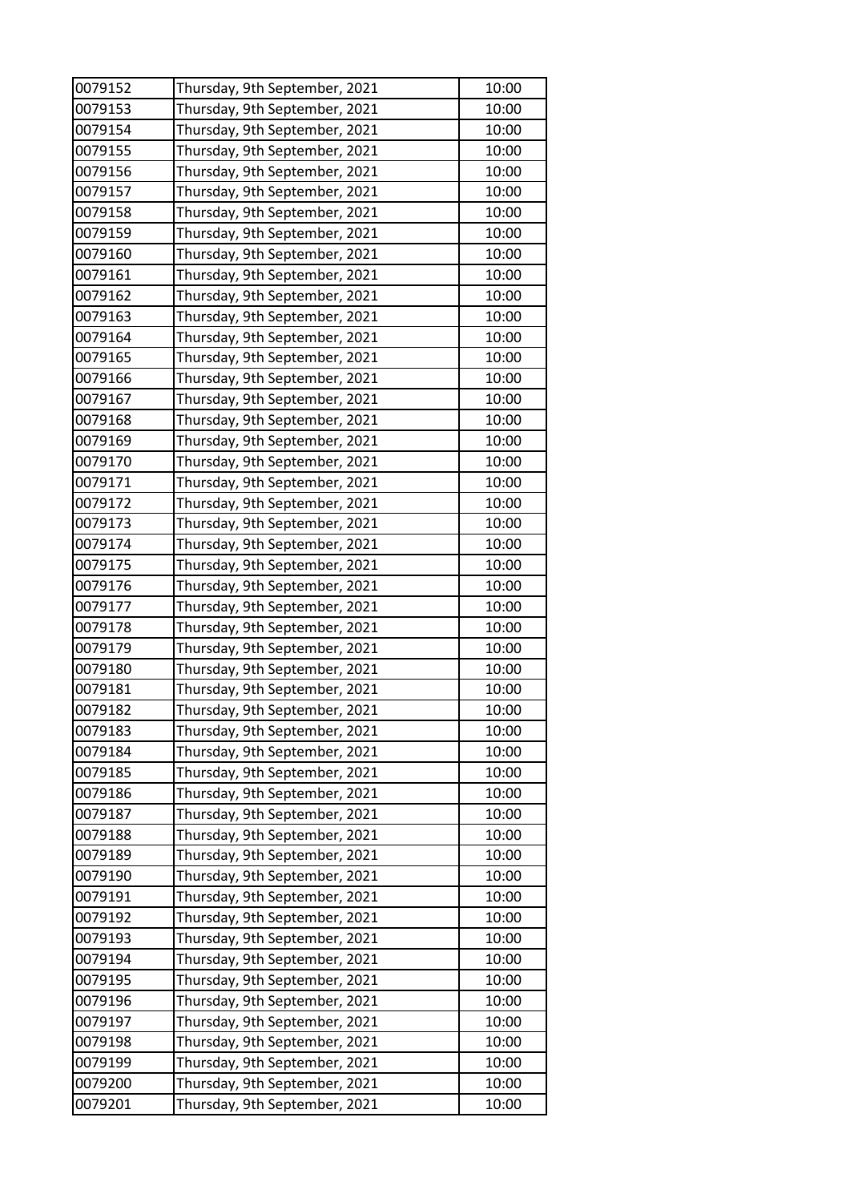| | | |
|---|---|---|
| 0079152 | Thursday, 9th September, 2021 | 10:00 |
| 0079153 | Thursday, 9th September, 2021 | 10:00 |
| 0079154 | Thursday, 9th September, 2021 | 10:00 |
| 0079155 | Thursday, 9th September, 2021 | 10:00 |
| 0079156 | Thursday, 9th September, 2021 | 10:00 |
| 0079157 | Thursday, 9th September, 2021 | 10:00 |
| 0079158 | Thursday, 9th September, 2021 | 10:00 |
| 0079159 | Thursday, 9th September, 2021 | 10:00 |
| 0079160 | Thursday, 9th September, 2021 | 10:00 |
| 0079161 | Thursday, 9th September, 2021 | 10:00 |
| 0079162 | Thursday, 9th September, 2021 | 10:00 |
| 0079163 | Thursday, 9th September, 2021 | 10:00 |
| 0079164 | Thursday, 9th September, 2021 | 10:00 |
| 0079165 | Thursday, 9th September, 2021 | 10:00 |
| 0079166 | Thursday, 9th September, 2021 | 10:00 |
| 0079167 | Thursday, 9th September, 2021 | 10:00 |
| 0079168 | Thursday, 9th September, 2021 | 10:00 |
| 0079169 | Thursday, 9th September, 2021 | 10:00 |
| 0079170 | Thursday, 9th September, 2021 | 10:00 |
| 0079171 | Thursday, 9th September, 2021 | 10:00 |
| 0079172 | Thursday, 9th September, 2021 | 10:00 |
| 0079173 | Thursday, 9th September, 2021 | 10:00 |
| 0079174 | Thursday, 9th September, 2021 | 10:00 |
| 0079175 | Thursday, 9th September, 2021 | 10:00 |
| 0079176 | Thursday, 9th September, 2021 | 10:00 |
| 0079177 | Thursday, 9th September, 2021 | 10:00 |
| 0079178 | Thursday, 9th September, 2021 | 10:00 |
| 0079179 | Thursday, 9th September, 2021 | 10:00 |
| 0079180 | Thursday, 9th September, 2021 | 10:00 |
| 0079181 | Thursday, 9th September, 2021 | 10:00 |
| 0079182 | Thursday, 9th September, 2021 | 10:00 |
| 0079183 | Thursday, 9th September, 2021 | 10:00 |
| 0079184 | Thursday, 9th September, 2021 | 10:00 |
| 0079185 | Thursday, 9th September, 2021 | 10:00 |
| 0079186 | Thursday, 9th September, 2021 | 10:00 |
| 0079187 | Thursday, 9th September, 2021 | 10:00 |
| 0079188 | Thursday, 9th September, 2021 | 10:00 |
| 0079189 | Thursday, 9th September, 2021 | 10:00 |
| 0079190 | Thursday, 9th September, 2021 | 10:00 |
| 0079191 | Thursday, 9th September, 2021 | 10:00 |
| 0079192 | Thursday, 9th September, 2021 | 10:00 |
| 0079193 | Thursday, 9th September, 2021 | 10:00 |
| 0079194 | Thursday, 9th September, 2021 | 10:00 |
| 0079195 | Thursday, 9th September, 2021 | 10:00 |
| 0079196 | Thursday, 9th September, 2021 | 10:00 |
| 0079197 | Thursday, 9th September, 2021 | 10:00 |
| 0079198 | Thursday, 9th September, 2021 | 10:00 |
| 0079199 | Thursday, 9th September, 2021 | 10:00 |
| 0079200 | Thursday, 9th September, 2021 | 10:00 |
| 0079201 | Thursday, 9th September, 2021 | 10:00 |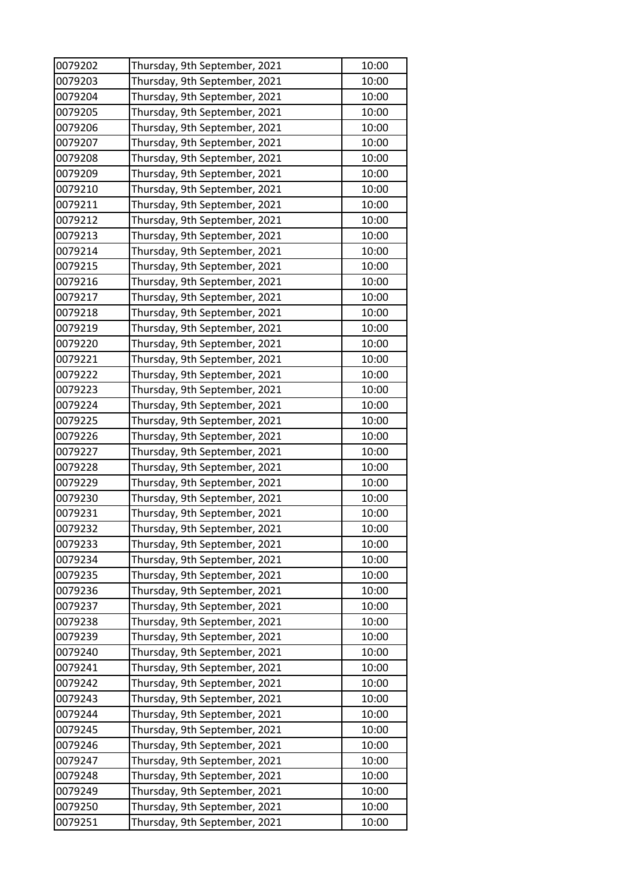| 0079202 | Thursday, 9th September, 2021 | 10:00 |
|---|---|---|
| 0079203 | Thursday, 9th September, 2021 | 10:00 |
| 0079204 | Thursday, 9th September, 2021 | 10:00 |
| 0079205 | Thursday, 9th September, 2021 | 10:00 |
| 0079206 | Thursday, 9th September, 2021 | 10:00 |
| 0079207 | Thursday, 9th September, 2021 | 10:00 |
| 0079208 | Thursday, 9th September, 2021 | 10:00 |
| 0079209 | Thursday, 9th September, 2021 | 10:00 |
| 0079210 | Thursday, 9th September, 2021 | 10:00 |
| 0079211 | Thursday, 9th September, 2021 | 10:00 |
| 0079212 | Thursday, 9th September, 2021 | 10:00 |
| 0079213 | Thursday, 9th September, 2021 | 10:00 |
| 0079214 | Thursday, 9th September, 2021 | 10:00 |
| 0079215 | Thursday, 9th September, 2021 | 10:00 |
| 0079216 | Thursday, 9th September, 2021 | 10:00 |
| 0079217 | Thursday, 9th September, 2021 | 10:00 |
| 0079218 | Thursday, 9th September, 2021 | 10:00 |
| 0079219 | Thursday, 9th September, 2021 | 10:00 |
| 0079220 | Thursday, 9th September, 2021 | 10:00 |
| 0079221 | Thursday, 9th September, 2021 | 10:00 |
| 0079222 | Thursday, 9th September, 2021 | 10:00 |
| 0079223 | Thursday, 9th September, 2021 | 10:00 |
| 0079224 | Thursday, 9th September, 2021 | 10:00 |
| 0079225 | Thursday, 9th September, 2021 | 10:00 |
| 0079226 | Thursday, 9th September, 2021 | 10:00 |
| 0079227 | Thursday, 9th September, 2021 | 10:00 |
| 0079228 | Thursday, 9th September, 2021 | 10:00 |
| 0079229 | Thursday, 9th September, 2021 | 10:00 |
| 0079230 | Thursday, 9th September, 2021 | 10:00 |
| 0079231 | Thursday, 9th September, 2021 | 10:00 |
| 0079232 | Thursday, 9th September, 2021 | 10:00 |
| 0079233 | Thursday, 9th September, 2021 | 10:00 |
| 0079234 | Thursday, 9th September, 2021 | 10:00 |
| 0079235 | Thursday, 9th September, 2021 | 10:00 |
| 0079236 | Thursday, 9th September, 2021 | 10:00 |
| 0079237 | Thursday, 9th September, 2021 | 10:00 |
| 0079238 | Thursday, 9th September, 2021 | 10:00 |
| 0079239 | Thursday, 9th September, 2021 | 10:00 |
| 0079240 | Thursday, 9th September, 2021 | 10:00 |
| 0079241 | Thursday, 9th September, 2021 | 10:00 |
| 0079242 | Thursday, 9th September, 2021 | 10:00 |
| 0079243 | Thursday, 9th September, 2021 | 10:00 |
| 0079244 | Thursday, 9th September, 2021 | 10:00 |
| 0079245 | Thursday, 9th September, 2021 | 10:00 |
| 0079246 | Thursday, 9th September, 2021 | 10:00 |
| 0079247 | Thursday, 9th September, 2021 | 10:00 |
| 0079248 | Thursday, 9th September, 2021 | 10:00 |
| 0079249 | Thursday, 9th September, 2021 | 10:00 |
| 0079250 | Thursday, 9th September, 2021 | 10:00 |
| 0079251 | Thursday, 9th September, 2021 | 10:00 |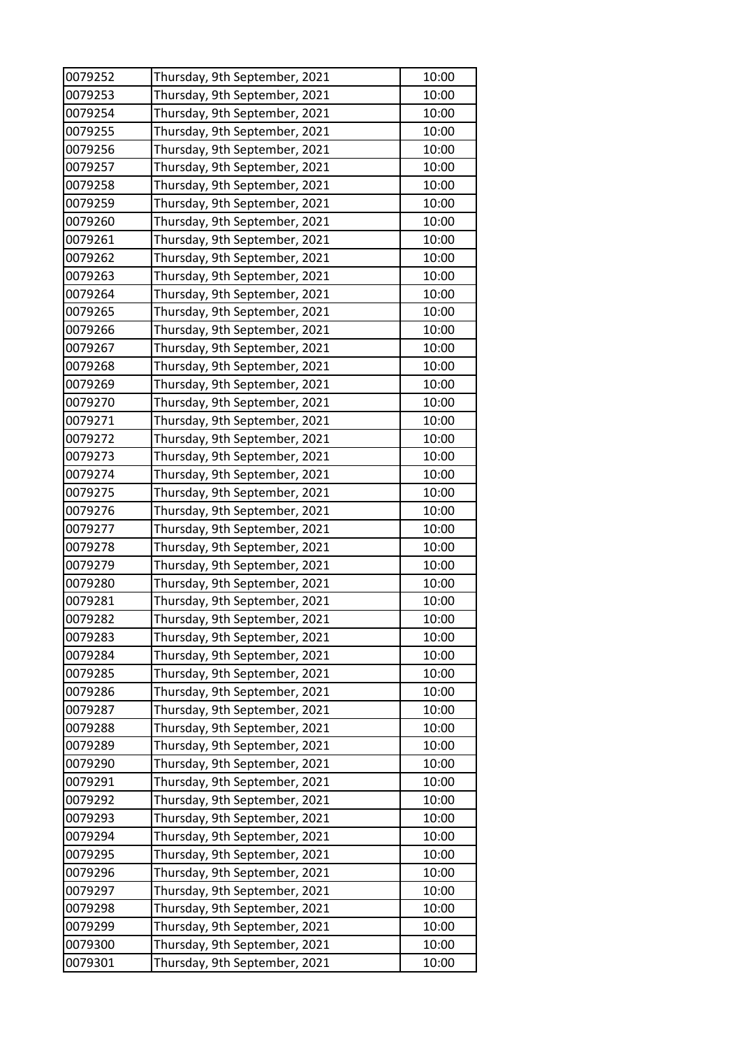| 0079252 | Thursday, 9th September, 2021 | 10:00 |
|---|---|---|
| 0079253 | Thursday, 9th September, 2021 | 10:00 |
| 0079254 | Thursday, 9th September, 2021 | 10:00 |
| 0079255 | Thursday, 9th September, 2021 | 10:00 |
| 0079256 | Thursday, 9th September, 2021 | 10:00 |
| 0079257 | Thursday, 9th September, 2021 | 10:00 |
| 0079258 | Thursday, 9th September, 2021 | 10:00 |
| 0079259 | Thursday, 9th September, 2021 | 10:00 |
| 0079260 | Thursday, 9th September, 2021 | 10:00 |
| 0079261 | Thursday, 9th September, 2021 | 10:00 |
| 0079262 | Thursday, 9th September, 2021 | 10:00 |
| 0079263 | Thursday, 9th September, 2021 | 10:00 |
| 0079264 | Thursday, 9th September, 2021 | 10:00 |
| 0079265 | Thursday, 9th September, 2021 | 10:00 |
| 0079266 | Thursday, 9th September, 2021 | 10:00 |
| 0079267 | Thursday, 9th September, 2021 | 10:00 |
| 0079268 | Thursday, 9th September, 2021 | 10:00 |
| 0079269 | Thursday, 9th September, 2021 | 10:00 |
| 0079270 | Thursday, 9th September, 2021 | 10:00 |
| 0079271 | Thursday, 9th September, 2021 | 10:00 |
| 0079272 | Thursday, 9th September, 2021 | 10:00 |
| 0079273 | Thursday, 9th September, 2021 | 10:00 |
| 0079274 | Thursday, 9th September, 2021 | 10:00 |
| 0079275 | Thursday, 9th September, 2021 | 10:00 |
| 0079276 | Thursday, 9th September, 2021 | 10:00 |
| 0079277 | Thursday, 9th September, 2021 | 10:00 |
| 0079278 | Thursday, 9th September, 2021 | 10:00 |
| 0079279 | Thursday, 9th September, 2021 | 10:00 |
| 0079280 | Thursday, 9th September, 2021 | 10:00 |
| 0079281 | Thursday, 9th September, 2021 | 10:00 |
| 0079282 | Thursday, 9th September, 2021 | 10:00 |
| 0079283 | Thursday, 9th September, 2021 | 10:00 |
| 0079284 | Thursday, 9th September, 2021 | 10:00 |
| 0079285 | Thursday, 9th September, 2021 | 10:00 |
| 0079286 | Thursday, 9th September, 2021 | 10:00 |
| 0079287 | Thursday, 9th September, 2021 | 10:00 |
| 0079288 | Thursday, 9th September, 2021 | 10:00 |
| 0079289 | Thursday, 9th September, 2021 | 10:00 |
| 0079290 | Thursday, 9th September, 2021 | 10:00 |
| 0079291 | Thursday, 9th September, 2021 | 10:00 |
| 0079292 | Thursday, 9th September, 2021 | 10:00 |
| 0079293 | Thursday, 9th September, 2021 | 10:00 |
| 0079294 | Thursday, 9th September, 2021 | 10:00 |
| 0079295 | Thursday, 9th September, 2021 | 10:00 |
| 0079296 | Thursday, 9th September, 2021 | 10:00 |
| 0079297 | Thursday, 9th September, 2021 | 10:00 |
| 0079298 | Thursday, 9th September, 2021 | 10:00 |
| 0079299 | Thursday, 9th September, 2021 | 10:00 |
| 0079300 | Thursday, 9th September, 2021 | 10:00 |
| 0079301 | Thursday, 9th September, 2021 | 10:00 |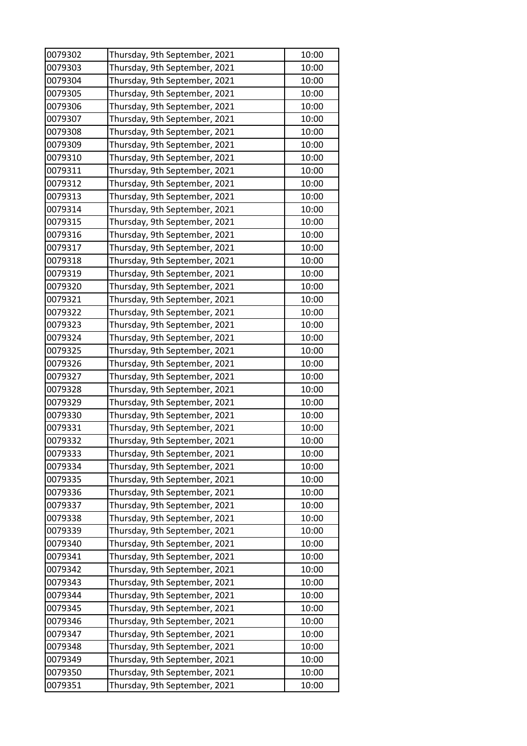| 0079302 | Thursday, 9th September, 2021 | 10:00 |
|---|---|---|
| 0079303 | Thursday, 9th September, 2021 | 10:00 |
| 0079304 | Thursday, 9th September, 2021 | 10:00 |
| 0079305 | Thursday, 9th September, 2021 | 10:00 |
| 0079306 | Thursday, 9th September, 2021 | 10:00 |
| 0079307 | Thursday, 9th September, 2021 | 10:00 |
| 0079308 | Thursday, 9th September, 2021 | 10:00 |
| 0079309 | Thursday, 9th September, 2021 | 10:00 |
| 0079310 | Thursday, 9th September, 2021 | 10:00 |
| 0079311 | Thursday, 9th September, 2021 | 10:00 |
| 0079312 | Thursday, 9th September, 2021 | 10:00 |
| 0079313 | Thursday, 9th September, 2021 | 10:00 |
| 0079314 | Thursday, 9th September, 2021 | 10:00 |
| 0079315 | Thursday, 9th September, 2021 | 10:00 |
| 0079316 | Thursday, 9th September, 2021 | 10:00 |
| 0079317 | Thursday, 9th September, 2021 | 10:00 |
| 0079318 | Thursday, 9th September, 2021 | 10:00 |
| 0079319 | Thursday, 9th September, 2021 | 10:00 |
| 0079320 | Thursday, 9th September, 2021 | 10:00 |
| 0079321 | Thursday, 9th September, 2021 | 10:00 |
| 0079322 | Thursday, 9th September, 2021 | 10:00 |
| 0079323 | Thursday, 9th September, 2021 | 10:00 |
| 0079324 | Thursday, 9th September, 2021 | 10:00 |
| 0079325 | Thursday, 9th September, 2021 | 10:00 |
| 0079326 | Thursday, 9th September, 2021 | 10:00 |
| 0079327 | Thursday, 9th September, 2021 | 10:00 |
| 0079328 | Thursday, 9th September, 2021 | 10:00 |
| 0079329 | Thursday, 9th September, 2021 | 10:00 |
| 0079330 | Thursday, 9th September, 2021 | 10:00 |
| 0079331 | Thursday, 9th September, 2021 | 10:00 |
| 0079332 | Thursday, 9th September, 2021 | 10:00 |
| 0079333 | Thursday, 9th September, 2021 | 10:00 |
| 0079334 | Thursday, 9th September, 2021 | 10:00 |
| 0079335 | Thursday, 9th September, 2021 | 10:00 |
| 0079336 | Thursday, 9th September, 2021 | 10:00 |
| 0079337 | Thursday, 9th September, 2021 | 10:00 |
| 0079338 | Thursday, 9th September, 2021 | 10:00 |
| 0079339 | Thursday, 9th September, 2021 | 10:00 |
| 0079340 | Thursday, 9th September, 2021 | 10:00 |
| 0079341 | Thursday, 9th September, 2021 | 10:00 |
| 0079342 | Thursday, 9th September, 2021 | 10:00 |
| 0079343 | Thursday, 9th September, 2021 | 10:00 |
| 0079344 | Thursday, 9th September, 2021 | 10:00 |
| 0079345 | Thursday, 9th September, 2021 | 10:00 |
| 0079346 | Thursday, 9th September, 2021 | 10:00 |
| 0079347 | Thursday, 9th September, 2021 | 10:00 |
| 0079348 | Thursday, 9th September, 2021 | 10:00 |
| 0079349 | Thursday, 9th September, 2021 | 10:00 |
| 0079350 | Thursday, 9th September, 2021 | 10:00 |
| 0079351 | Thursday, 9th September, 2021 | 10:00 |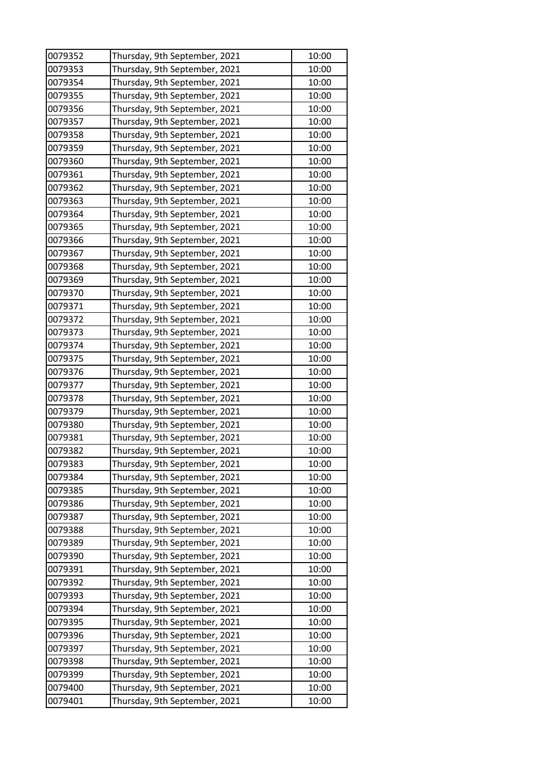| 0079352 | Thursday, 9th September, 2021 | 10:00 |
|---|---|---|
| 0079353 | Thursday, 9th September, 2021 | 10:00 |
| 0079354 | Thursday, 9th September, 2021 | 10:00 |
| 0079355 | Thursday, 9th September, 2021 | 10:00 |
| 0079356 | Thursday, 9th September, 2021 | 10:00 |
| 0079357 | Thursday, 9th September, 2021 | 10:00 |
| 0079358 | Thursday, 9th September, 2021 | 10:00 |
| 0079359 | Thursday, 9th September, 2021 | 10:00 |
| 0079360 | Thursday, 9th September, 2021 | 10:00 |
| 0079361 | Thursday, 9th September, 2021 | 10:00 |
| 0079362 | Thursday, 9th September, 2021 | 10:00 |
| 0079363 | Thursday, 9th September, 2021 | 10:00 |
| 0079364 | Thursday, 9th September, 2021 | 10:00 |
| 0079365 | Thursday, 9th September, 2021 | 10:00 |
| 0079366 | Thursday, 9th September, 2021 | 10:00 |
| 0079367 | Thursday, 9th September, 2021 | 10:00 |
| 0079368 | Thursday, 9th September, 2021 | 10:00 |
| 0079369 | Thursday, 9th September, 2021 | 10:00 |
| 0079370 | Thursday, 9th September, 2021 | 10:00 |
| 0079371 | Thursday, 9th September, 2021 | 10:00 |
| 0079372 | Thursday, 9th September, 2021 | 10:00 |
| 0079373 | Thursday, 9th September, 2021 | 10:00 |
| 0079374 | Thursday, 9th September, 2021 | 10:00 |
| 0079375 | Thursday, 9th September, 2021 | 10:00 |
| 0079376 | Thursday, 9th September, 2021 | 10:00 |
| 0079377 | Thursday, 9th September, 2021 | 10:00 |
| 0079378 | Thursday, 9th September, 2021 | 10:00 |
| 0079379 | Thursday, 9th September, 2021 | 10:00 |
| 0079380 | Thursday, 9th September, 2021 | 10:00 |
| 0079381 | Thursday, 9th September, 2021 | 10:00 |
| 0079382 | Thursday, 9th September, 2021 | 10:00 |
| 0079383 | Thursday, 9th September, 2021 | 10:00 |
| 0079384 | Thursday, 9th September, 2021 | 10:00 |
| 0079385 | Thursday, 9th September, 2021 | 10:00 |
| 0079386 | Thursday, 9th September, 2021 | 10:00 |
| 0079387 | Thursday, 9th September, 2021 | 10:00 |
| 0079388 | Thursday, 9th September, 2021 | 10:00 |
| 0079389 | Thursday, 9th September, 2021 | 10:00 |
| 0079390 | Thursday, 9th September, 2021 | 10:00 |
| 0079391 | Thursday, 9th September, 2021 | 10:00 |
| 0079392 | Thursday, 9th September, 2021 | 10:00 |
| 0079393 | Thursday, 9th September, 2021 | 10:00 |
| 0079394 | Thursday, 9th September, 2021 | 10:00 |
| 0079395 | Thursday, 9th September, 2021 | 10:00 |
| 0079396 | Thursday, 9th September, 2021 | 10:00 |
| 0079397 | Thursday, 9th September, 2021 | 10:00 |
| 0079398 | Thursday, 9th September, 2021 | 10:00 |
| 0079399 | Thursday, 9th September, 2021 | 10:00 |
| 0079400 | Thursday, 9th September, 2021 | 10:00 |
| 0079401 | Thursday, 9th September, 2021 | 10:00 |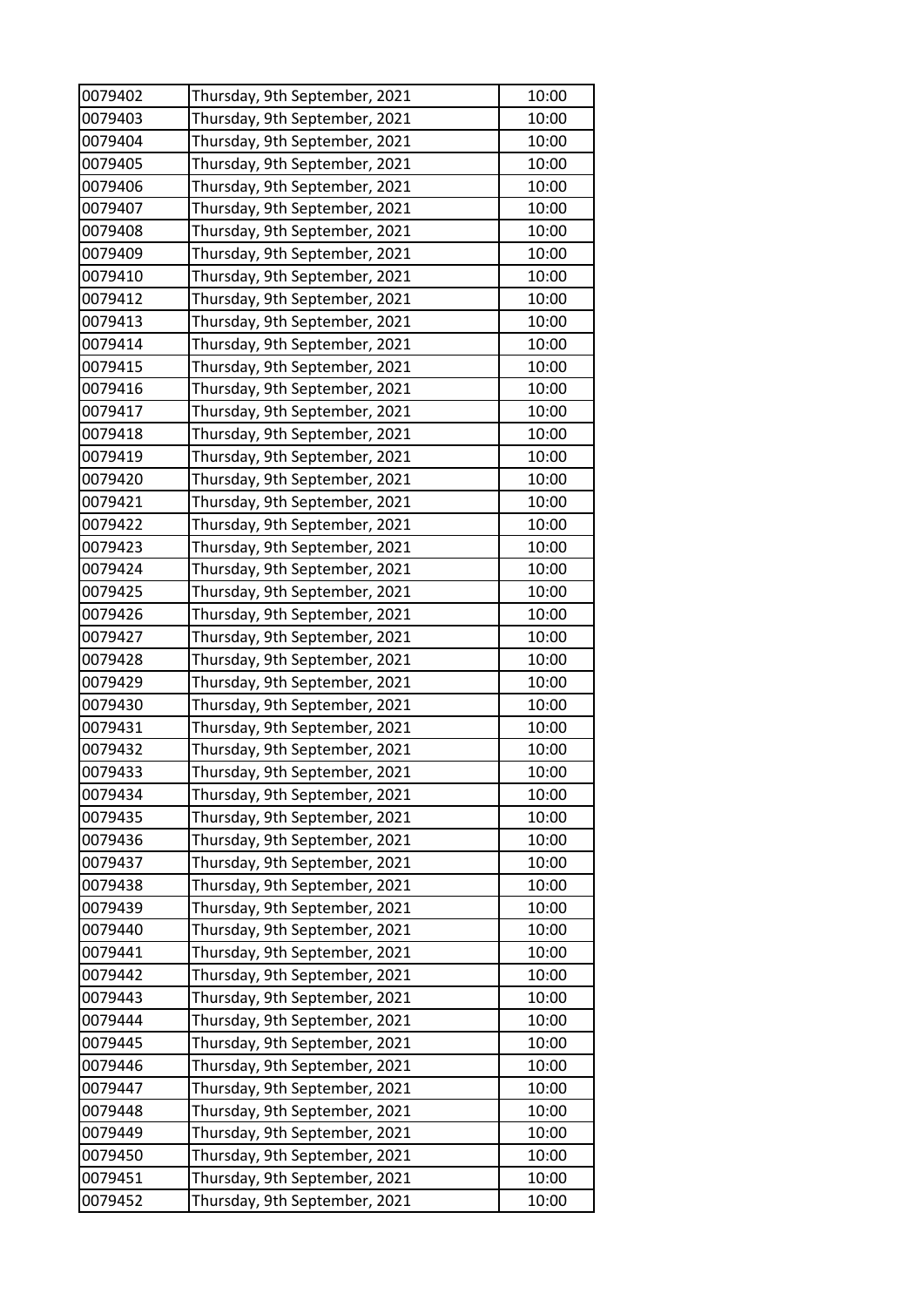| 0079402 | Thursday, 9th September, 2021 | 10:00 |
|---|---|---|
| 0079403 | Thursday, 9th September, 2021 | 10:00 |
| 0079404 | Thursday, 9th September, 2021 | 10:00 |
| 0079405 | Thursday, 9th September, 2021 | 10:00 |
| 0079406 | Thursday, 9th September, 2021 | 10:00 |
| 0079407 | Thursday, 9th September, 2021 | 10:00 |
| 0079408 | Thursday, 9th September, 2021 | 10:00 |
| 0079409 | Thursday, 9th September, 2021 | 10:00 |
| 0079410 | Thursday, 9th September, 2021 | 10:00 |
| 0079412 | Thursday, 9th September, 2021 | 10:00 |
| 0079413 | Thursday, 9th September, 2021 | 10:00 |
| 0079414 | Thursday, 9th September, 2021 | 10:00 |
| 0079415 | Thursday, 9th September, 2021 | 10:00 |
| 0079416 | Thursday, 9th September, 2021 | 10:00 |
| 0079417 | Thursday, 9th September, 2021 | 10:00 |
| 0079418 | Thursday, 9th September, 2021 | 10:00 |
| 0079419 | Thursday, 9th September, 2021 | 10:00 |
| 0079420 | Thursday, 9th September, 2021 | 10:00 |
| 0079421 | Thursday, 9th September, 2021 | 10:00 |
| 0079422 | Thursday, 9th September, 2021 | 10:00 |
| 0079423 | Thursday, 9th September, 2021 | 10:00 |
| 0079424 | Thursday, 9th September, 2021 | 10:00 |
| 0079425 | Thursday, 9th September, 2021 | 10:00 |
| 0079426 | Thursday, 9th September, 2021 | 10:00 |
| 0079427 | Thursday, 9th September, 2021 | 10:00 |
| 0079428 | Thursday, 9th September, 2021 | 10:00 |
| 0079429 | Thursday, 9th September, 2021 | 10:00 |
| 0079430 | Thursday, 9th September, 2021 | 10:00 |
| 0079431 | Thursday, 9th September, 2021 | 10:00 |
| 0079432 | Thursday, 9th September, 2021 | 10:00 |
| 0079433 | Thursday, 9th September, 2021 | 10:00 |
| 0079434 | Thursday, 9th September, 2021 | 10:00 |
| 0079435 | Thursday, 9th September, 2021 | 10:00 |
| 0079436 | Thursday, 9th September, 2021 | 10:00 |
| 0079437 | Thursday, 9th September, 2021 | 10:00 |
| 0079438 | Thursday, 9th September, 2021 | 10:00 |
| 0079439 | Thursday, 9th September, 2021 | 10:00 |
| 0079440 | Thursday, 9th September, 2021 | 10:00 |
| 0079441 | Thursday, 9th September, 2021 | 10:00 |
| 0079442 | Thursday, 9th September, 2021 | 10:00 |
| 0079443 | Thursday, 9th September, 2021 | 10:00 |
| 0079444 | Thursday, 9th September, 2021 | 10:00 |
| 0079445 | Thursday, 9th September, 2021 | 10:00 |
| 0079446 | Thursday, 9th September, 2021 | 10:00 |
| 0079447 | Thursday, 9th September, 2021 | 10:00 |
| 0079448 | Thursday, 9th September, 2021 | 10:00 |
| 0079449 | Thursday, 9th September, 2021 | 10:00 |
| 0079450 | Thursday, 9th September, 2021 | 10:00 |
| 0079451 | Thursday, 9th September, 2021 | 10:00 |
| 0079452 | Thursday, 9th September, 2021 | 10:00 |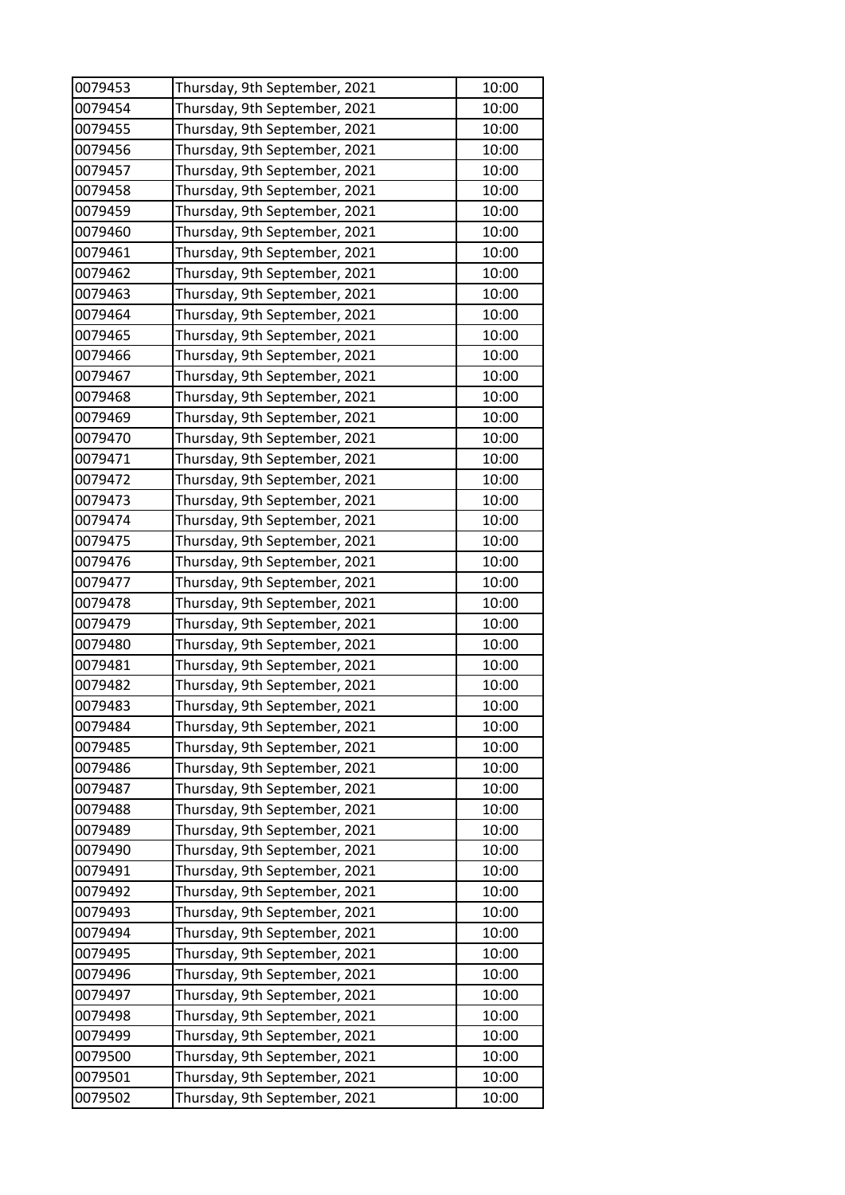| 0079453 | Thursday, 9th September, 2021 | 10:00 |
|---|---|---|
| 0079454 | Thursday, 9th September, 2021 | 10:00 |
| 0079455 | Thursday, 9th September, 2021 | 10:00 |
| 0079456 | Thursday, 9th September, 2021 | 10:00 |
| 0079457 | Thursday, 9th September, 2021 | 10:00 |
| 0079458 | Thursday, 9th September, 2021 | 10:00 |
| 0079459 | Thursday, 9th September, 2021 | 10:00 |
| 0079460 | Thursday, 9th September, 2021 | 10:00 |
| 0079461 | Thursday, 9th September, 2021 | 10:00 |
| 0079462 | Thursday, 9th September, 2021 | 10:00 |
| 0079463 | Thursday, 9th September, 2021 | 10:00 |
| 0079464 | Thursday, 9th September, 2021 | 10:00 |
| 0079465 | Thursday, 9th September, 2021 | 10:00 |
| 0079466 | Thursday, 9th September, 2021 | 10:00 |
| 0079467 | Thursday, 9th September, 2021 | 10:00 |
| 0079468 | Thursday, 9th September, 2021 | 10:00 |
| 0079469 | Thursday, 9th September, 2021 | 10:00 |
| 0079470 | Thursday, 9th September, 2021 | 10:00 |
| 0079471 | Thursday, 9th September, 2021 | 10:00 |
| 0079472 | Thursday, 9th September, 2021 | 10:00 |
| 0079473 | Thursday, 9th September, 2021 | 10:00 |
| 0079474 | Thursday, 9th September, 2021 | 10:00 |
| 0079475 | Thursday, 9th September, 2021 | 10:00 |
| 0079476 | Thursday, 9th September, 2021 | 10:00 |
| 0079477 | Thursday, 9th September, 2021 | 10:00 |
| 0079478 | Thursday, 9th September, 2021 | 10:00 |
| 0079479 | Thursday, 9th September, 2021 | 10:00 |
| 0079480 | Thursday, 9th September, 2021 | 10:00 |
| 0079481 | Thursday, 9th September, 2021 | 10:00 |
| 0079482 | Thursday, 9th September, 2021 | 10:00 |
| 0079483 | Thursday, 9th September, 2021 | 10:00 |
| 0079484 | Thursday, 9th September, 2021 | 10:00 |
| 0079485 | Thursday, 9th September, 2021 | 10:00 |
| 0079486 | Thursday, 9th September, 2021 | 10:00 |
| 0079487 | Thursday, 9th September, 2021 | 10:00 |
| 0079488 | Thursday, 9th September, 2021 | 10:00 |
| 0079489 | Thursday, 9th September, 2021 | 10:00 |
| 0079490 | Thursday, 9th September, 2021 | 10:00 |
| 0079491 | Thursday, 9th September, 2021 | 10:00 |
| 0079492 | Thursday, 9th September, 2021 | 10:00 |
| 0079493 | Thursday, 9th September, 2021 | 10:00 |
| 0079494 | Thursday, 9th September, 2021 | 10:00 |
| 0079495 | Thursday, 9th September, 2021 | 10:00 |
| 0079496 | Thursday, 9th September, 2021 | 10:00 |
| 0079497 | Thursday, 9th September, 2021 | 10:00 |
| 0079498 | Thursday, 9th September, 2021 | 10:00 |
| 0079499 | Thursday, 9th September, 2021 | 10:00 |
| 0079500 | Thursday, 9th September, 2021 | 10:00 |
| 0079501 | Thursday, 9th September, 2021 | 10:00 |
| 0079502 | Thursday, 9th September, 2021 | 10:00 |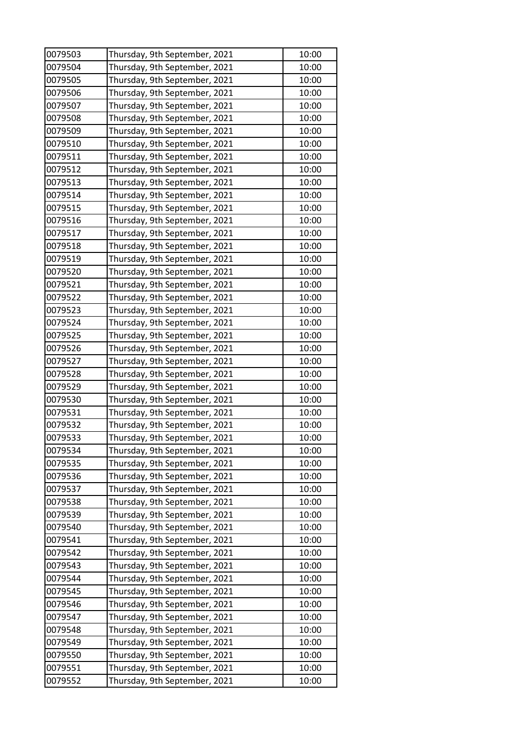| 0079503 | Thursday, 9th September, 2021 | 10:00 |
|---|---|---|
| 0079504 | Thursday, 9th September, 2021 | 10:00 |
| 0079505 | Thursday, 9th September, 2021 | 10:00 |
| 0079506 | Thursday, 9th September, 2021 | 10:00 |
| 0079507 | Thursday, 9th September, 2021 | 10:00 |
| 0079508 | Thursday, 9th September, 2021 | 10:00 |
| 0079509 | Thursday, 9th September, 2021 | 10:00 |
| 0079510 | Thursday, 9th September, 2021 | 10:00 |
| 0079511 | Thursday, 9th September, 2021 | 10:00 |
| 0079512 | Thursday, 9th September, 2021 | 10:00 |
| 0079513 | Thursday, 9th September, 2021 | 10:00 |
| 0079514 | Thursday, 9th September, 2021 | 10:00 |
| 0079515 | Thursday, 9th September, 2021 | 10:00 |
| 0079516 | Thursday, 9th September, 2021 | 10:00 |
| 0079517 | Thursday, 9th September, 2021 | 10:00 |
| 0079518 | Thursday, 9th September, 2021 | 10:00 |
| 0079519 | Thursday, 9th September, 2021 | 10:00 |
| 0079520 | Thursday, 9th September, 2021 | 10:00 |
| 0079521 | Thursday, 9th September, 2021 | 10:00 |
| 0079522 | Thursday, 9th September, 2021 | 10:00 |
| 0079523 | Thursday, 9th September, 2021 | 10:00 |
| 0079524 | Thursday, 9th September, 2021 | 10:00 |
| 0079525 | Thursday, 9th September, 2021 | 10:00 |
| 0079526 | Thursday, 9th September, 2021 | 10:00 |
| 0079527 | Thursday, 9th September, 2021 | 10:00 |
| 0079528 | Thursday, 9th September, 2021 | 10:00 |
| 0079529 | Thursday, 9th September, 2021 | 10:00 |
| 0079530 | Thursday, 9th September, 2021 | 10:00 |
| 0079531 | Thursday, 9th September, 2021 | 10:00 |
| 0079532 | Thursday, 9th September, 2021 | 10:00 |
| 0079533 | Thursday, 9th September, 2021 | 10:00 |
| 0079534 | Thursday, 9th September, 2021 | 10:00 |
| 0079535 | Thursday, 9th September, 2021 | 10:00 |
| 0079536 | Thursday, 9th September, 2021 | 10:00 |
| 0079537 | Thursday, 9th September, 2021 | 10:00 |
| 0079538 | Thursday, 9th September, 2021 | 10:00 |
| 0079539 | Thursday, 9th September, 2021 | 10:00 |
| 0079540 | Thursday, 9th September, 2021 | 10:00 |
| 0079541 | Thursday, 9th September, 2021 | 10:00 |
| 0079542 | Thursday, 9th September, 2021 | 10:00 |
| 0079543 | Thursday, 9th September, 2021 | 10:00 |
| 0079544 | Thursday, 9th September, 2021 | 10:00 |
| 0079545 | Thursday, 9th September, 2021 | 10:00 |
| 0079546 | Thursday, 9th September, 2021 | 10:00 |
| 0079547 | Thursday, 9th September, 2021 | 10:00 |
| 0079548 | Thursday, 9th September, 2021 | 10:00 |
| 0079549 | Thursday, 9th September, 2021 | 10:00 |
| 0079550 | Thursday, 9th September, 2021 | 10:00 |
| 0079551 | Thursday, 9th September, 2021 | 10:00 |
| 0079552 | Thursday, 9th September, 2021 | 10:00 |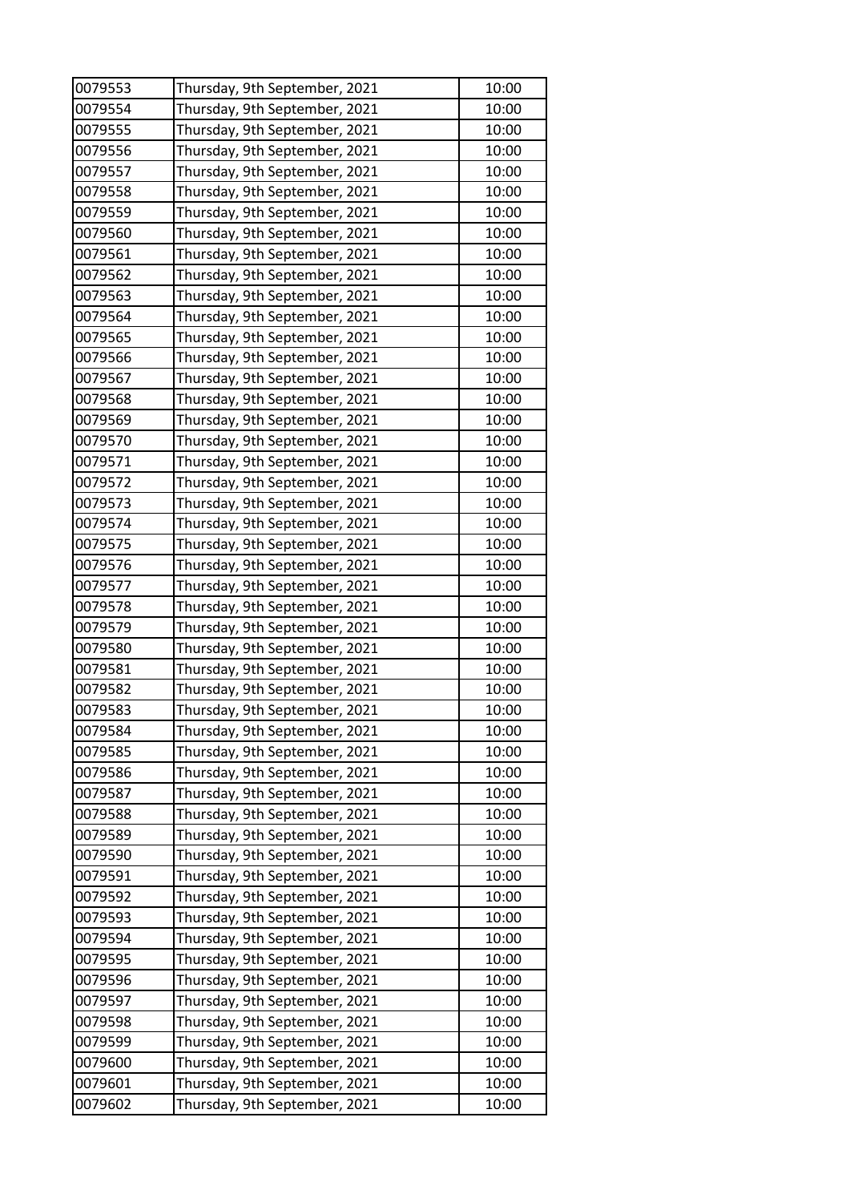| 0079553 | Thursday, 9th September, 2021 | 10:00 |
|---|---|---|
| 0079554 | Thursday, 9th September, 2021 | 10:00 |
| 0079555 | Thursday, 9th September, 2021 | 10:00 |
| 0079556 | Thursday, 9th September, 2021 | 10:00 |
| 0079557 | Thursday, 9th September, 2021 | 10:00 |
| 0079558 | Thursday, 9th September, 2021 | 10:00 |
| 0079559 | Thursday, 9th September, 2021 | 10:00 |
| 0079560 | Thursday, 9th September, 2021 | 10:00 |
| 0079561 | Thursday, 9th September, 2021 | 10:00 |
| 0079562 | Thursday, 9th September, 2021 | 10:00 |
| 0079563 | Thursday, 9th September, 2021 | 10:00 |
| 0079564 | Thursday, 9th September, 2021 | 10:00 |
| 0079565 | Thursday, 9th September, 2021 | 10:00 |
| 0079566 | Thursday, 9th September, 2021 | 10:00 |
| 0079567 | Thursday, 9th September, 2021 | 10:00 |
| 0079568 | Thursday, 9th September, 2021 | 10:00 |
| 0079569 | Thursday, 9th September, 2021 | 10:00 |
| 0079570 | Thursday, 9th September, 2021 | 10:00 |
| 0079571 | Thursday, 9th September, 2021 | 10:00 |
| 0079572 | Thursday, 9th September, 2021 | 10:00 |
| 0079573 | Thursday, 9th September, 2021 | 10:00 |
| 0079574 | Thursday, 9th September, 2021 | 10:00 |
| 0079575 | Thursday, 9th September, 2021 | 10:00 |
| 0079576 | Thursday, 9th September, 2021 | 10:00 |
| 0079577 | Thursday, 9th September, 2021 | 10:00 |
| 0079578 | Thursday, 9th September, 2021 | 10:00 |
| 0079579 | Thursday, 9th September, 2021 | 10:00 |
| 0079580 | Thursday, 9th September, 2021 | 10:00 |
| 0079581 | Thursday, 9th September, 2021 | 10:00 |
| 0079582 | Thursday, 9th September, 2021 | 10:00 |
| 0079583 | Thursday, 9th September, 2021 | 10:00 |
| 0079584 | Thursday, 9th September, 2021 | 10:00 |
| 0079585 | Thursday, 9th September, 2021 | 10:00 |
| 0079586 | Thursday, 9th September, 2021 | 10:00 |
| 0079587 | Thursday, 9th September, 2021 | 10:00 |
| 0079588 | Thursday, 9th September, 2021 | 10:00 |
| 0079589 | Thursday, 9th September, 2021 | 10:00 |
| 0079590 | Thursday, 9th September, 2021 | 10:00 |
| 0079591 | Thursday, 9th September, 2021 | 10:00 |
| 0079592 | Thursday, 9th September, 2021 | 10:00 |
| 0079593 | Thursday, 9th September, 2021 | 10:00 |
| 0079594 | Thursday, 9th September, 2021 | 10:00 |
| 0079595 | Thursday, 9th September, 2021 | 10:00 |
| 0079596 | Thursday, 9th September, 2021 | 10:00 |
| 0079597 | Thursday, 9th September, 2021 | 10:00 |
| 0079598 | Thursday, 9th September, 2021 | 10:00 |
| 0079599 | Thursday, 9th September, 2021 | 10:00 |
| 0079600 | Thursday, 9th September, 2021 | 10:00 |
| 0079601 | Thursday, 9th September, 2021 | 10:00 |
| 0079602 | Thursday, 9th September, 2021 | 10:00 |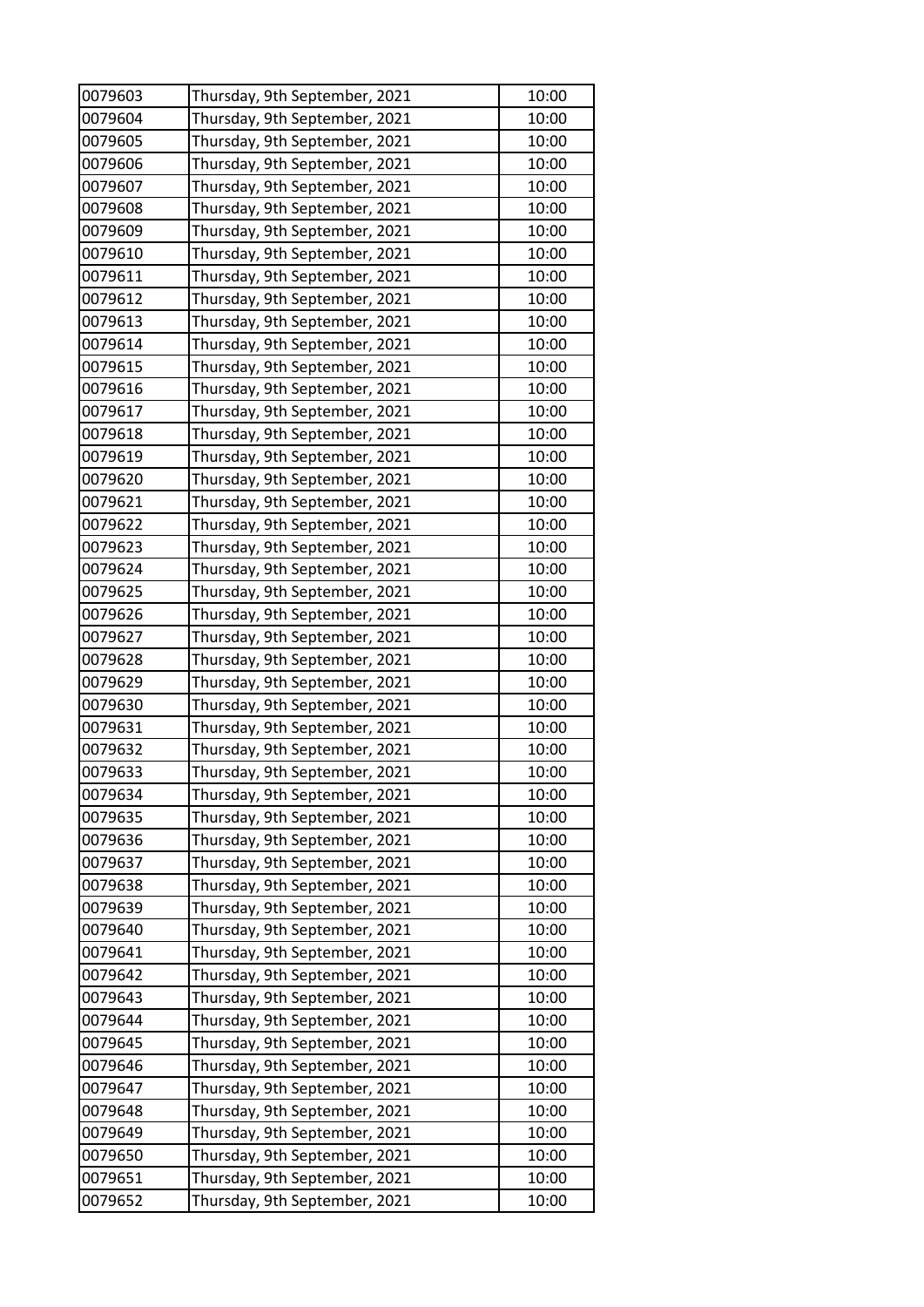| 0079603 | Thursday, 9th September, 2021 | 10:00 |
|---|---|---|
| 0079604 | Thursday, 9th September, 2021 | 10:00 |
| 0079605 | Thursday, 9th September, 2021 | 10:00 |
| 0079606 | Thursday, 9th September, 2021 | 10:00 |
| 0079607 | Thursday, 9th September, 2021 | 10:00 |
| 0079608 | Thursday, 9th September, 2021 | 10:00 |
| 0079609 | Thursday, 9th September, 2021 | 10:00 |
| 0079610 | Thursday, 9th September, 2021 | 10:00 |
| 0079611 | Thursday, 9th September, 2021 | 10:00 |
| 0079612 | Thursday, 9th September, 2021 | 10:00 |
| 0079613 | Thursday, 9th September, 2021 | 10:00 |
| 0079614 | Thursday, 9th September, 2021 | 10:00 |
| 0079615 | Thursday, 9th September, 2021 | 10:00 |
| 0079616 | Thursday, 9th September, 2021 | 10:00 |
| 0079617 | Thursday, 9th September, 2021 | 10:00 |
| 0079618 | Thursday, 9th September, 2021 | 10:00 |
| 0079619 | Thursday, 9th September, 2021 | 10:00 |
| 0079620 | Thursday, 9th September, 2021 | 10:00 |
| 0079621 | Thursday, 9th September, 2021 | 10:00 |
| 0079622 | Thursday, 9th September, 2021 | 10:00 |
| 0079623 | Thursday, 9th September, 2021 | 10:00 |
| 0079624 | Thursday, 9th September, 2021 | 10:00 |
| 0079625 | Thursday, 9th September, 2021 | 10:00 |
| 0079626 | Thursday, 9th September, 2021 | 10:00 |
| 0079627 | Thursday, 9th September, 2021 | 10:00 |
| 0079628 | Thursday, 9th September, 2021 | 10:00 |
| 0079629 | Thursday, 9th September, 2021 | 10:00 |
| 0079630 | Thursday, 9th September, 2021 | 10:00 |
| 0079631 | Thursday, 9th September, 2021 | 10:00 |
| 0079632 | Thursday, 9th September, 2021 | 10:00 |
| 0079633 | Thursday, 9th September, 2021 | 10:00 |
| 0079634 | Thursday, 9th September, 2021 | 10:00 |
| 0079635 | Thursday, 9th September, 2021 | 10:00 |
| 0079636 | Thursday, 9th September, 2021 | 10:00 |
| 0079637 | Thursday, 9th September, 2021 | 10:00 |
| 0079638 | Thursday, 9th September, 2021 | 10:00 |
| 0079639 | Thursday, 9th September, 2021 | 10:00 |
| 0079640 | Thursday, 9th September, 2021 | 10:00 |
| 0079641 | Thursday, 9th September, 2021 | 10:00 |
| 0079642 | Thursday, 9th September, 2021 | 10:00 |
| 0079643 | Thursday, 9th September, 2021 | 10:00 |
| 0079644 | Thursday, 9th September, 2021 | 10:00 |
| 0079645 | Thursday, 9th September, 2021 | 10:00 |
| 0079646 | Thursday, 9th September, 2021 | 10:00 |
| 0079647 | Thursday, 9th September, 2021 | 10:00 |
| 0079648 | Thursday, 9th September, 2021 | 10:00 |
| 0079649 | Thursday, 9th September, 2021 | 10:00 |
| 0079650 | Thursday, 9th September, 2021 | 10:00 |
| 0079651 | Thursday, 9th September, 2021 | 10:00 |
| 0079652 | Thursday, 9th September, 2021 | 10:00 |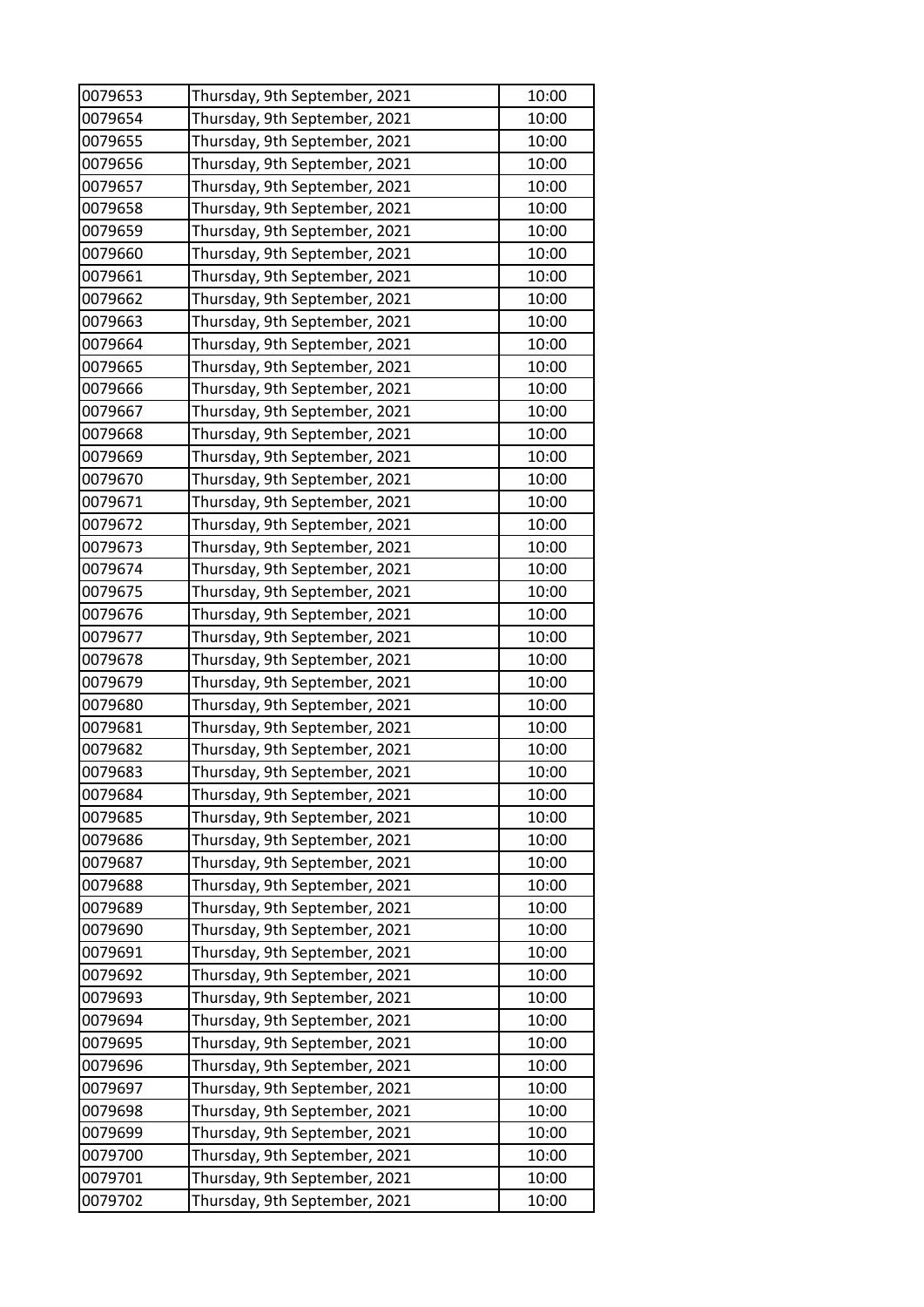| | | |
|---|---|---|
| 0079653 | Thursday, 9th September, 2021 | 10:00 |
| 0079654 | Thursday, 9th September, 2021 | 10:00 |
| 0079655 | Thursday, 9th September, 2021 | 10:00 |
| 0079656 | Thursday, 9th September, 2021 | 10:00 |
| 0079657 | Thursday, 9th September, 2021 | 10:00 |
| 0079658 | Thursday, 9th September, 2021 | 10:00 |
| 0079659 | Thursday, 9th September, 2021 | 10:00 |
| 0079660 | Thursday, 9th September, 2021 | 10:00 |
| 0079661 | Thursday, 9th September, 2021 | 10:00 |
| 0079662 | Thursday, 9th September, 2021 | 10:00 |
| 0079663 | Thursday, 9th September, 2021 | 10:00 |
| 0079664 | Thursday, 9th September, 2021 | 10:00 |
| 0079665 | Thursday, 9th September, 2021 | 10:00 |
| 0079666 | Thursday, 9th September, 2021 | 10:00 |
| 0079667 | Thursday, 9th September, 2021 | 10:00 |
| 0079668 | Thursday, 9th September, 2021 | 10:00 |
| 0079669 | Thursday, 9th September, 2021 | 10:00 |
| 0079670 | Thursday, 9th September, 2021 | 10:00 |
| 0079671 | Thursday, 9th September, 2021 | 10:00 |
| 0079672 | Thursday, 9th September, 2021 | 10:00 |
| 0079673 | Thursday, 9th September, 2021 | 10:00 |
| 0079674 | Thursday, 9th September, 2021 | 10:00 |
| 0079675 | Thursday, 9th September, 2021 | 10:00 |
| 0079676 | Thursday, 9th September, 2021 | 10:00 |
| 0079677 | Thursday, 9th September, 2021 | 10:00 |
| 0079678 | Thursday, 9th September, 2021 | 10:00 |
| 0079679 | Thursday, 9th September, 2021 | 10:00 |
| 0079680 | Thursday, 9th September, 2021 | 10:00 |
| 0079681 | Thursday, 9th September, 2021 | 10:00 |
| 0079682 | Thursday, 9th September, 2021 | 10:00 |
| 0079683 | Thursday, 9th September, 2021 | 10:00 |
| 0079684 | Thursday, 9th September, 2021 | 10:00 |
| 0079685 | Thursday, 9th September, 2021 | 10:00 |
| 0079686 | Thursday, 9th September, 2021 | 10:00 |
| 0079687 | Thursday, 9th September, 2021 | 10:00 |
| 0079688 | Thursday, 9th September, 2021 | 10:00 |
| 0079689 | Thursday, 9th September, 2021 | 10:00 |
| 0079690 | Thursday, 9th September, 2021 | 10:00 |
| 0079691 | Thursday, 9th September, 2021 | 10:00 |
| 0079692 | Thursday, 9th September, 2021 | 10:00 |
| 0079693 | Thursday, 9th September, 2021 | 10:00 |
| 0079694 | Thursday, 9th September, 2021 | 10:00 |
| 0079695 | Thursday, 9th September, 2021 | 10:00 |
| 0079696 | Thursday, 9th September, 2021 | 10:00 |
| 0079697 | Thursday, 9th September, 2021 | 10:00 |
| 0079698 | Thursday, 9th September, 2021 | 10:00 |
| 0079699 | Thursday, 9th September, 2021 | 10:00 |
| 0079700 | Thursday, 9th September, 2021 | 10:00 |
| 0079701 | Thursday, 9th September, 2021 | 10:00 |
| 0079702 | Thursday, 9th September, 2021 | 10:00 |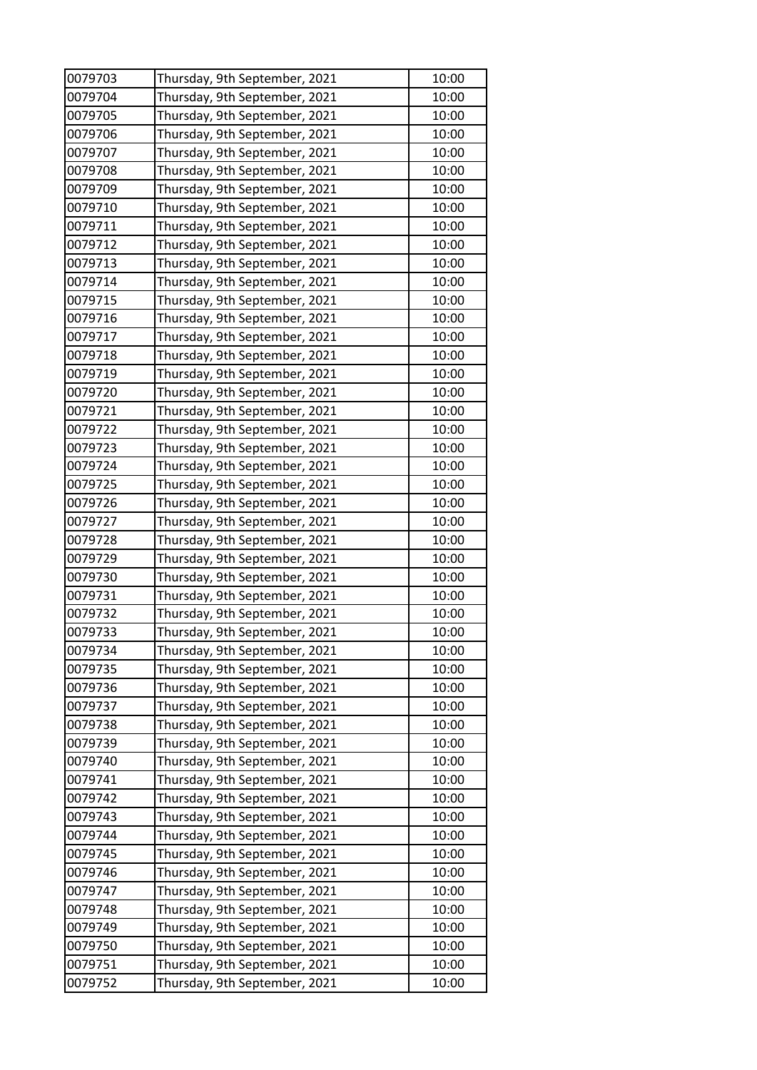| 0079703 | Thursday, 9th September, 2021 | 10:00 |
|---|---|---|
| 0079704 | Thursday, 9th September, 2021 | 10:00 |
| 0079705 | Thursday, 9th September, 2021 | 10:00 |
| 0079706 | Thursday, 9th September, 2021 | 10:00 |
| 0079707 | Thursday, 9th September, 2021 | 10:00 |
| 0079708 | Thursday, 9th September, 2021 | 10:00 |
| 0079709 | Thursday, 9th September, 2021 | 10:00 |
| 0079710 | Thursday, 9th September, 2021 | 10:00 |
| 0079711 | Thursday, 9th September, 2021 | 10:00 |
| 0079712 | Thursday, 9th September, 2021 | 10:00 |
| 0079713 | Thursday, 9th September, 2021 | 10:00 |
| 0079714 | Thursday, 9th September, 2021 | 10:00 |
| 0079715 | Thursday, 9th September, 2021 | 10:00 |
| 0079716 | Thursday, 9th September, 2021 | 10:00 |
| 0079717 | Thursday, 9th September, 2021 | 10:00 |
| 0079718 | Thursday, 9th September, 2021 | 10:00 |
| 0079719 | Thursday, 9th September, 2021 | 10:00 |
| 0079720 | Thursday, 9th September, 2021 | 10:00 |
| 0079721 | Thursday, 9th September, 2021 | 10:00 |
| 0079722 | Thursday, 9th September, 2021 | 10:00 |
| 0079723 | Thursday, 9th September, 2021 | 10:00 |
| 0079724 | Thursday, 9th September, 2021 | 10:00 |
| 0079725 | Thursday, 9th September, 2021 | 10:00 |
| 0079726 | Thursday, 9th September, 2021 | 10:00 |
| 0079727 | Thursday, 9th September, 2021 | 10:00 |
| 0079728 | Thursday, 9th September, 2021 | 10:00 |
| 0079729 | Thursday, 9th September, 2021 | 10:00 |
| 0079730 | Thursday, 9th September, 2021 | 10:00 |
| 0079731 | Thursday, 9th September, 2021 | 10:00 |
| 0079732 | Thursday, 9th September, 2021 | 10:00 |
| 0079733 | Thursday, 9th September, 2021 | 10:00 |
| 0079734 | Thursday, 9th September, 2021 | 10:00 |
| 0079735 | Thursday, 9th September, 2021 | 10:00 |
| 0079736 | Thursday, 9th September, 2021 | 10:00 |
| 0079737 | Thursday, 9th September, 2021 | 10:00 |
| 0079738 | Thursday, 9th September, 2021 | 10:00 |
| 0079739 | Thursday, 9th September, 2021 | 10:00 |
| 0079740 | Thursday, 9th September, 2021 | 10:00 |
| 0079741 | Thursday, 9th September, 2021 | 10:00 |
| 0079742 | Thursday, 9th September, 2021 | 10:00 |
| 0079743 | Thursday, 9th September, 2021 | 10:00 |
| 0079744 | Thursday, 9th September, 2021 | 10:00 |
| 0079745 | Thursday, 9th September, 2021 | 10:00 |
| 0079746 | Thursday, 9th September, 2021 | 10:00 |
| 0079747 | Thursday, 9th September, 2021 | 10:00 |
| 0079748 | Thursday, 9th September, 2021 | 10:00 |
| 0079749 | Thursday, 9th September, 2021 | 10:00 |
| 0079750 | Thursday, 9th September, 2021 | 10:00 |
| 0079751 | Thursday, 9th September, 2021 | 10:00 |
| 0079752 | Thursday, 9th September, 2021 | 10:00 |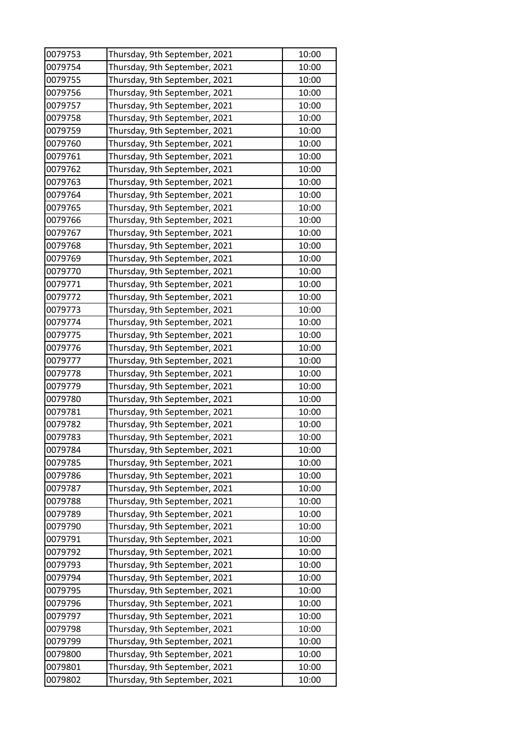| | | |
|---|---|---|
| 0079753 | Thursday, 9th September, 2021 | 10:00 |
| 0079754 | Thursday, 9th September, 2021 | 10:00 |
| 0079755 | Thursday, 9th September, 2021 | 10:00 |
| 0079756 | Thursday, 9th September, 2021 | 10:00 |
| 0079757 | Thursday, 9th September, 2021 | 10:00 |
| 0079758 | Thursday, 9th September, 2021 | 10:00 |
| 0079759 | Thursday, 9th September, 2021 | 10:00 |
| 0079760 | Thursday, 9th September, 2021 | 10:00 |
| 0079761 | Thursday, 9th September, 2021 | 10:00 |
| 0079762 | Thursday, 9th September, 2021 | 10:00 |
| 0079763 | Thursday, 9th September, 2021 | 10:00 |
| 0079764 | Thursday, 9th September, 2021 | 10:00 |
| 0079765 | Thursday, 9th September, 2021 | 10:00 |
| 0079766 | Thursday, 9th September, 2021 | 10:00 |
| 0079767 | Thursday, 9th September, 2021 | 10:00 |
| 0079768 | Thursday, 9th September, 2021 | 10:00 |
| 0079769 | Thursday, 9th September, 2021 | 10:00 |
| 0079770 | Thursday, 9th September, 2021 | 10:00 |
| 0079771 | Thursday, 9th September, 2021 | 10:00 |
| 0079772 | Thursday, 9th September, 2021 | 10:00 |
| 0079773 | Thursday, 9th September, 2021 | 10:00 |
| 0079774 | Thursday, 9th September, 2021 | 10:00 |
| 0079775 | Thursday, 9th September, 2021 | 10:00 |
| 0079776 | Thursday, 9th September, 2021 | 10:00 |
| 0079777 | Thursday, 9th September, 2021 | 10:00 |
| 0079778 | Thursday, 9th September, 2021 | 10:00 |
| 0079779 | Thursday, 9th September, 2021 | 10:00 |
| 0079780 | Thursday, 9th September, 2021 | 10:00 |
| 0079781 | Thursday, 9th September, 2021 | 10:00 |
| 0079782 | Thursday, 9th September, 2021 | 10:00 |
| 0079783 | Thursday, 9th September, 2021 | 10:00 |
| 0079784 | Thursday, 9th September, 2021 | 10:00 |
| 0079785 | Thursday, 9th September, 2021 | 10:00 |
| 0079786 | Thursday, 9th September, 2021 | 10:00 |
| 0079787 | Thursday, 9th September, 2021 | 10:00 |
| 0079788 | Thursday, 9th September, 2021 | 10:00 |
| 0079789 | Thursday, 9th September, 2021 | 10:00 |
| 0079790 | Thursday, 9th September, 2021 | 10:00 |
| 0079791 | Thursday, 9th September, 2021 | 10:00 |
| 0079792 | Thursday, 9th September, 2021 | 10:00 |
| 0079793 | Thursday, 9th September, 2021 | 10:00 |
| 0079794 | Thursday, 9th September, 2021 | 10:00 |
| 0079795 | Thursday, 9th September, 2021 | 10:00 |
| 0079796 | Thursday, 9th September, 2021 | 10:00 |
| 0079797 | Thursday, 9th September, 2021 | 10:00 |
| 0079798 | Thursday, 9th September, 2021 | 10:00 |
| 0079799 | Thursday, 9th September, 2021 | 10:00 |
| 0079800 | Thursday, 9th September, 2021 | 10:00 |
| 0079801 | Thursday, 9th September, 2021 | 10:00 |
| 0079802 | Thursday, 9th September, 2021 | 10:00 |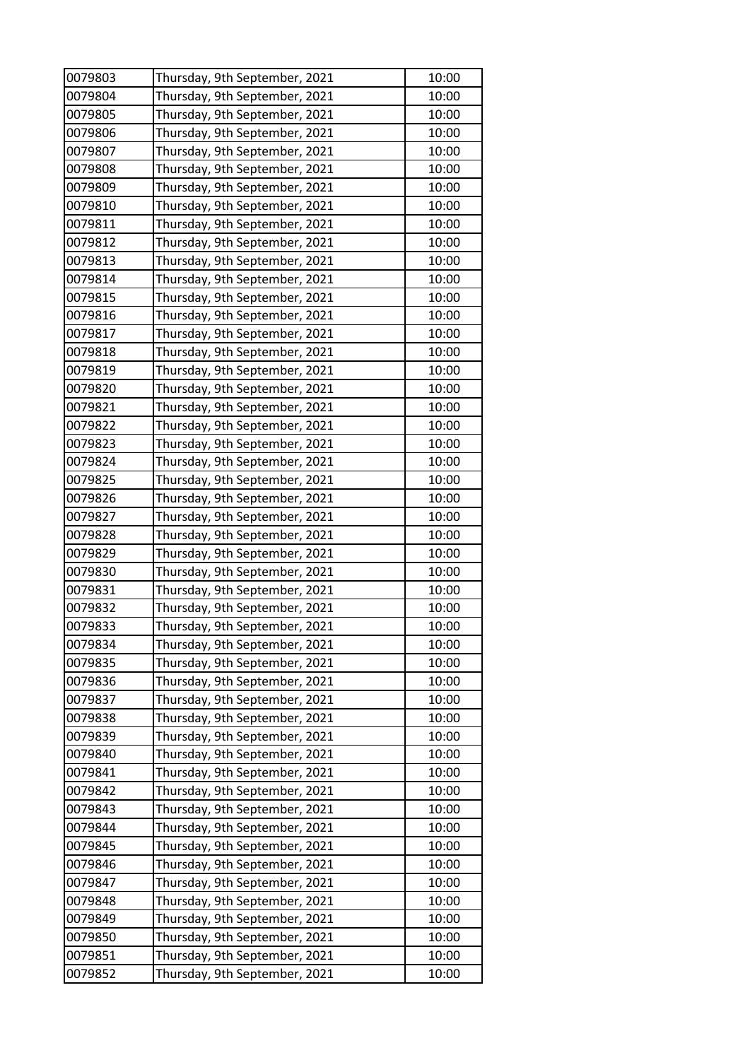| 0079803 | Thursday, 9th September, 2021 | 10:00 |
|---|---|---|
| 0079804 | Thursday, 9th September, 2021 | 10:00 |
| 0079805 | Thursday, 9th September, 2021 | 10:00 |
| 0079806 | Thursday, 9th September, 2021 | 10:00 |
| 0079807 | Thursday, 9th September, 2021 | 10:00 |
| 0079808 | Thursday, 9th September, 2021 | 10:00 |
| 0079809 | Thursday, 9th September, 2021 | 10:00 |
| 0079810 | Thursday, 9th September, 2021 | 10:00 |
| 0079811 | Thursday, 9th September, 2021 | 10:00 |
| 0079812 | Thursday, 9th September, 2021 | 10:00 |
| 0079813 | Thursday, 9th September, 2021 | 10:00 |
| 0079814 | Thursday, 9th September, 2021 | 10:00 |
| 0079815 | Thursday, 9th September, 2021 | 10:00 |
| 0079816 | Thursday, 9th September, 2021 | 10:00 |
| 0079817 | Thursday, 9th September, 2021 | 10:00 |
| 0079818 | Thursday, 9th September, 2021 | 10:00 |
| 0079819 | Thursday, 9th September, 2021 | 10:00 |
| 0079820 | Thursday, 9th September, 2021 | 10:00 |
| 0079821 | Thursday, 9th September, 2021 | 10:00 |
| 0079822 | Thursday, 9th September, 2021 | 10:00 |
| 0079823 | Thursday, 9th September, 2021 | 10:00 |
| 0079824 | Thursday, 9th September, 2021 | 10:00 |
| 0079825 | Thursday, 9th September, 2021 | 10:00 |
| 0079826 | Thursday, 9th September, 2021 | 10:00 |
| 0079827 | Thursday, 9th September, 2021 | 10:00 |
| 0079828 | Thursday, 9th September, 2021 | 10:00 |
| 0079829 | Thursday, 9th September, 2021 | 10:00 |
| 0079830 | Thursday, 9th September, 2021 | 10:00 |
| 0079831 | Thursday, 9th September, 2021 | 10:00 |
| 0079832 | Thursday, 9th September, 2021 | 10:00 |
| 0079833 | Thursday, 9th September, 2021 | 10:00 |
| 0079834 | Thursday, 9th September, 2021 | 10:00 |
| 0079835 | Thursday, 9th September, 2021 | 10:00 |
| 0079836 | Thursday, 9th September, 2021 | 10:00 |
| 0079837 | Thursday, 9th September, 2021 | 10:00 |
| 0079838 | Thursday, 9th September, 2021 | 10:00 |
| 0079839 | Thursday, 9th September, 2021 | 10:00 |
| 0079840 | Thursday, 9th September, 2021 | 10:00 |
| 0079841 | Thursday, 9th September, 2021 | 10:00 |
| 0079842 | Thursday, 9th September, 2021 | 10:00 |
| 0079843 | Thursday, 9th September, 2021 | 10:00 |
| 0079844 | Thursday, 9th September, 2021 | 10:00 |
| 0079845 | Thursday, 9th September, 2021 | 10:00 |
| 0079846 | Thursday, 9th September, 2021 | 10:00 |
| 0079847 | Thursday, 9th September, 2021 | 10:00 |
| 0079848 | Thursday, 9th September, 2021 | 10:00 |
| 0079849 | Thursday, 9th September, 2021 | 10:00 |
| 0079850 | Thursday, 9th September, 2021 | 10:00 |
| 0079851 | Thursday, 9th September, 2021 | 10:00 |
| 0079852 | Thursday, 9th September, 2021 | 10:00 |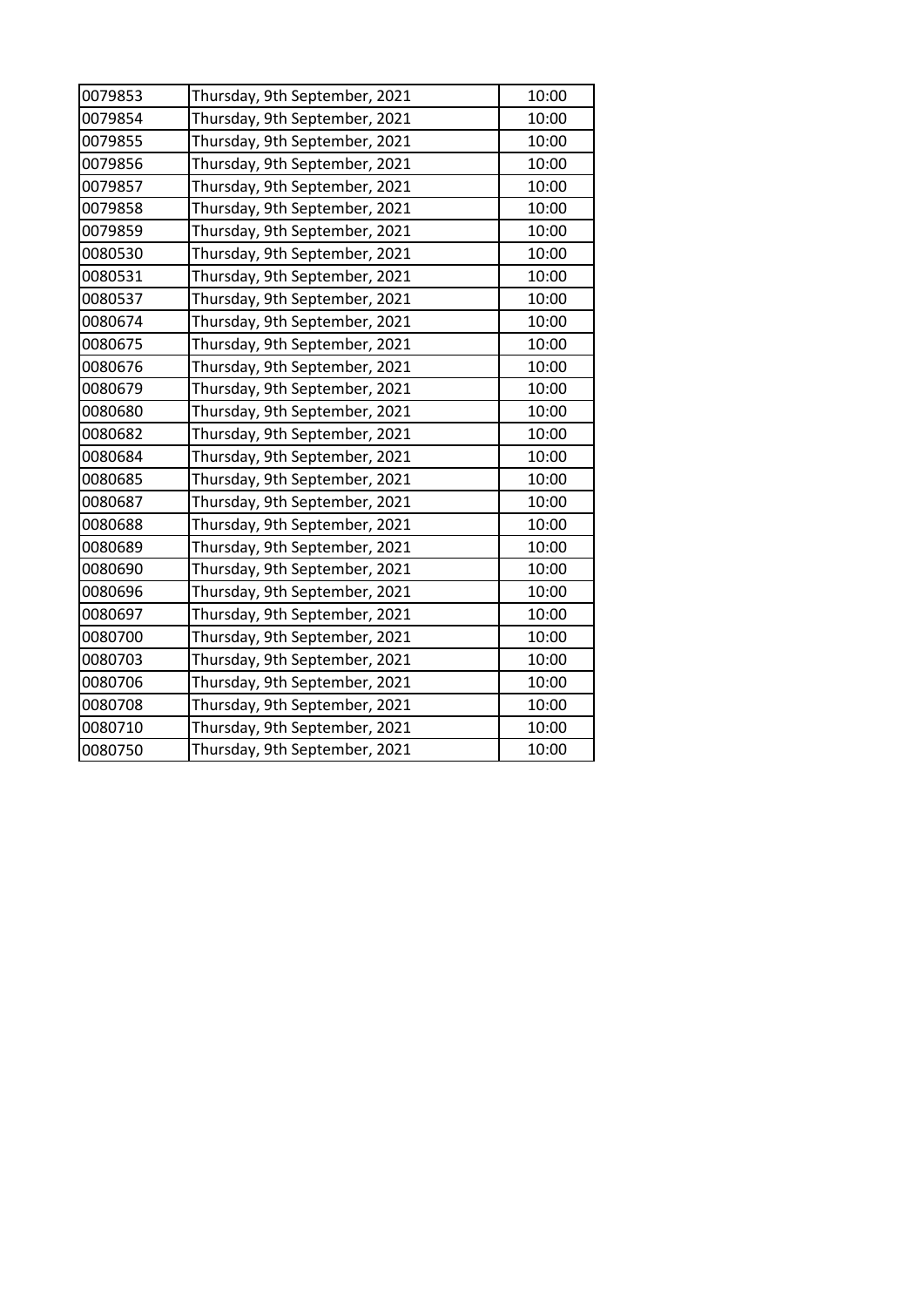| | | |
|---|---|---|
| 0079853 | Thursday, 9th September, 2021 | 10:00 |
| 0079854 | Thursday, 9th September, 2021 | 10:00 |
| 0079855 | Thursday, 9th September, 2021 | 10:00 |
| 0079856 | Thursday, 9th September, 2021 | 10:00 |
| 0079857 | Thursday, 9th September, 2021 | 10:00 |
| 0079858 | Thursday, 9th September, 2021 | 10:00 |
| 0079859 | Thursday, 9th September, 2021 | 10:00 |
| 0080530 | Thursday, 9th September, 2021 | 10:00 |
| 0080531 | Thursday, 9th September, 2021 | 10:00 |
| 0080537 | Thursday, 9th September, 2021 | 10:00 |
| 0080674 | Thursday, 9th September, 2021 | 10:00 |
| 0080675 | Thursday, 9th September, 2021 | 10:00 |
| 0080676 | Thursday, 9th September, 2021 | 10:00 |
| 0080679 | Thursday, 9th September, 2021 | 10:00 |
| 0080680 | Thursday, 9th September, 2021 | 10:00 |
| 0080682 | Thursday, 9th September, 2021 | 10:00 |
| 0080684 | Thursday, 9th September, 2021 | 10:00 |
| 0080685 | Thursday, 9th September, 2021 | 10:00 |
| 0080687 | Thursday, 9th September, 2021 | 10:00 |
| 0080688 | Thursday, 9th September, 2021 | 10:00 |
| 0080689 | Thursday, 9th September, 2021 | 10:00 |
| 0080690 | Thursday, 9th September, 2021 | 10:00 |
| 0080696 | Thursday, 9th September, 2021 | 10:00 |
| 0080697 | Thursday, 9th September, 2021 | 10:00 |
| 0080700 | Thursday, 9th September, 2021 | 10:00 |
| 0080703 | Thursday, 9th September, 2021 | 10:00 |
| 0080706 | Thursday, 9th September, 2021 | 10:00 |
| 0080708 | Thursday, 9th September, 2021 | 10:00 |
| 0080710 | Thursday, 9th September, 2021 | 10:00 |
| 0080750 | Thursday, 9th September, 2021 | 10:00 |